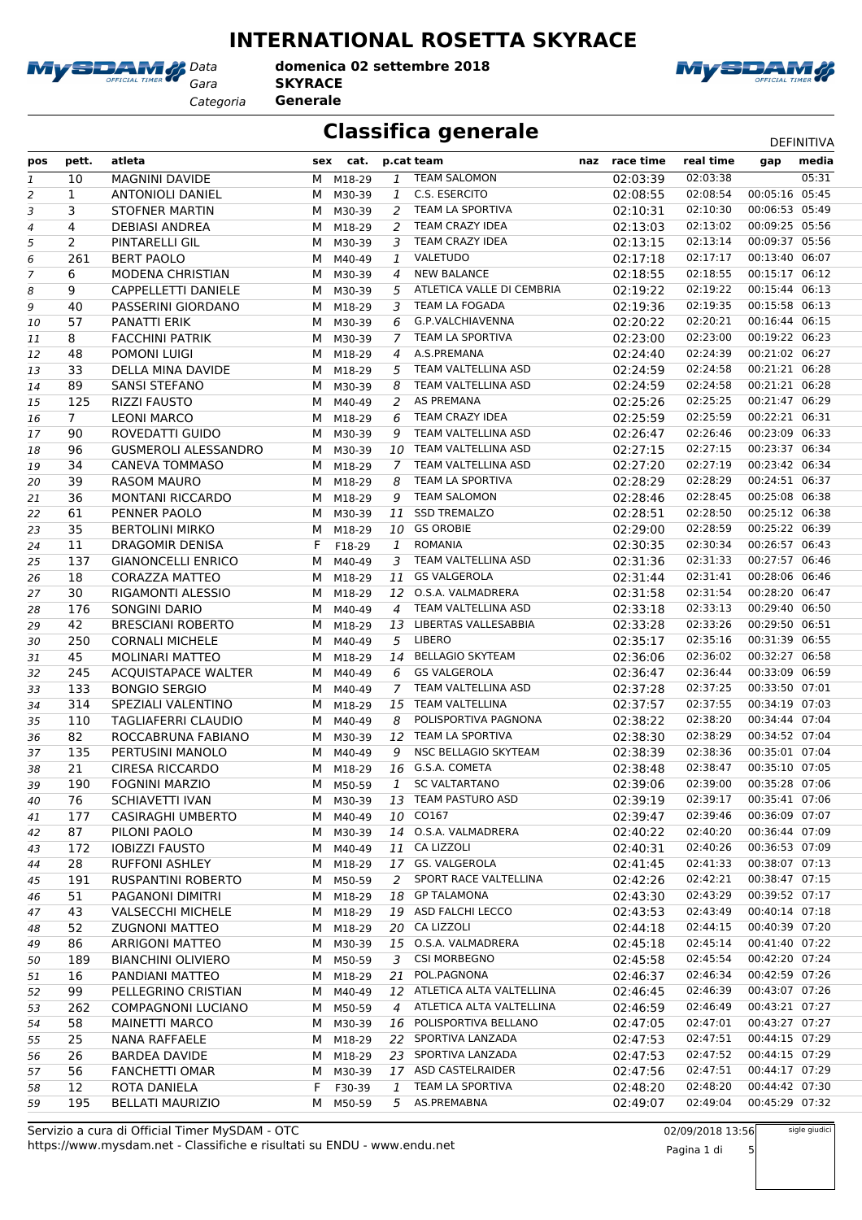# INTERNATIONAL ROSETTA SKYRACE

Data **domenica 02 settembre 2018**
Gara **SKYRACE**
Categoria **Generale**

## Classifica generale

DEFINITIVA

| pos | pett. | atleta | sex | cat. | p.cat | team | naz | race time | real time | gap | media |
|---|---|---|---|---|---|---|---|---|---|---|---|
| 1 | 10 | MAGNINI DAVIDE | M | M18-29 | 1 | TEAM SALOMON | | 02:03:39 | 02:03:38 | | 05:31 |
| 2 | 1 | ANTONIOLI DANIEL | M | M30-39 | 1 | C.S. ESERCITO | | 02:08:55 | 02:08:54 | 00:05:16 | 05:45 |
| 3 | 3 | STOFNER MARTIN | M | M30-39 | 2 | TEAM LA SPORTIVA | | 02:10:31 | 02:10:30 | 00:06:53 | 05:49 |
| 4 | 4 | DEBIASI ANDREA | M | M18-29 | 2 | TEAM CRAZY IDEA | | 02:13:03 | 02:13:02 | 00:09:25 | 05:56 |
| 5 | 2 | PINTARELLI GIL | M | M30-39 | 3 | TEAM CRAZY IDEA | | 02:13:15 | 02:13:14 | 00:09:37 | 05:56 |
| 6 | 261 | BERT PAOLO | M | M40-49 | 1 | VALETUDO | | 02:17:18 | 02:17:17 | 00:13:40 | 06:07 |
| 7 | 6 | MODENA CHRISTIAN | M | M30-39 | 4 | NEW BALANCE | | 02:18:55 | 02:18:55 | 00:15:17 | 06:12 |
| 8 | 9 | CAPPELLETTI DANIELE | M | M30-39 | 5 | ATLETICA VALLE DI CEMBRIA | | 02:19:22 | 02:19:22 | 00:15:44 | 06:13 |
| 9 | 40 | PASSERINI GIORDANO | M | M18-29 | 3 | TEAM LA FOGADA | | 02:19:36 | 02:19:35 | 00:15:58 | 06:13 |
| 10 | 57 | PANATTI ERIK | M | M30-39 | 6 | G.P.VALCHIAVENNA | | 02:20:22 | 02:20:21 | 00:16:44 | 06:15 |
| 11 | 8 | FACCHINI PATRIK | M | M30-39 | 7 | TEAM LA SPORTIVA | | 02:23:00 | 02:23:00 | 00:19:22 | 06:23 |
| 12 | 48 | POMONI LUIGI | M | M18-29 | 4 | A.S.PREMANA | | 02:24:40 | 02:24:39 | 00:21:02 | 06:27 |
| 13 | 33 | DELLA MINA DAVIDE | M | M18-29 | 5 | TEAM VALTELLINA ASD | | 02:24:59 | 02:24:58 | 00:21:21 | 06:28 |
| 14 | 89 | SANSI STEFANO | M | M30-39 | 8 | TEAM VALTELLINA ASD | | 02:24:59 | 02:24:58 | 00:21:21 | 06:28 |
| 15 | 125 | RIZZI FAUSTO | M | M40-49 | 2 | AS PREMANA | | 02:25:26 | 02:25:25 | 00:21:47 | 06:29 |
| 16 | 7 | LEONI MARCO | M | M18-29 | 6 | TEAM CRAZY IDEA | | 02:25:59 | 02:25:59 | 00:22:21 | 06:31 |
| 17 | 90 | ROVEDATTI GUIDO | M | M30-39 | 9 | TEAM VALTELLINA ASD | | 02:26:47 | 02:26:46 | 00:23:09 | 06:33 |
| 18 | 96 | GUSMEROLI ALESSANDRO | M | M30-39 | 10 | TEAM VALTELLINA ASD | | 02:27:15 | 02:27:15 | 00:23:37 | 06:34 |
| 19 | 34 | CANEVA TOMMASO | M | M18-29 | 7 | TEAM VALTELLINA ASD | | 02:27:20 | 02:27:19 | 00:23:42 | 06:34 |
| 20 | 39 | RASOM MAURO | M | M18-29 | 8 | TEAM LA SPORTIVA | | 02:28:29 | 02:28:29 | 00:24:51 | 06:37 |
| 21 | 36 | MONTANI RICCARDO | M | M18-29 | 9 | TEAM SALOMON | | 02:28:46 | 02:28:45 | 00:25:08 | 06:38 |
| 22 | 61 | PENNER PAOLO | M | M30-39 | 11 | SSD TREMALZO | | 02:28:51 | 02:28:50 | 00:25:12 | 06:38 |
| 23 | 35 | BERTOLINI MIRKO | M | M18-29 | 10 | GS OROBIE | | 02:29:00 | 02:28:59 | 00:25:22 | 06:39 |
| 24 | 11 | DRAGOMIR DENISA | F | F18-29 | 1 | ROMANIA | | 02:30:35 | 02:30:34 | 00:26:57 | 06:43 |
| 25 | 137 | GIANONCELLI ENRICO | M | M40-49 | 3 | TEAM VALTELLINA ASD | | 02:31:36 | 02:31:33 | 00:27:57 | 06:46 |
| 26 | 18 | CORAZZA MATTEO | M | M18-29 | 11 | GS VALGEROLA | | 02:31:44 | 02:31:41 | 00:28:06 | 06:46 |
| 27 | 30 | RIGAMONTI ALESSIO | M | M18-29 | 12 | O.S.A. VALMADRERA | | 02:31:58 | 02:31:54 | 00:28:20 | 06:47 |
| 28 | 176 | SONGINI DARIO | M | M40-49 | 4 | TEAM VALTELLINA ASD | | 02:33:18 | 02:33:13 | 00:29:40 | 06:50 |
| 29 | 42 | BRESCIANI ROBERTO | M | M18-29 | 13 | LIBERTAS VALLESABBIA | | 02:33:28 | 02:33:26 | 00:29:50 | 06:51 |
| 30 | 250 | CORNALI MICHELE | M | M40-49 | 5 | LIBERO | | 02:35:17 | 02:35:16 | 00:31:39 | 06:55 |
| 31 | 45 | MOLINARI MATTEO | M | M18-29 | 14 | BELLAGIO SKYTEAM | | 02:36:06 | 02:36:02 | 00:32:27 | 06:58 |
| 32 | 245 | ACQUISTAPACE WALTER | M | M40-49 | 6 | GS VALGEROLA | | 02:36:47 | 02:36:44 | 00:33:09 | 06:59 |
| 33 | 133 | BONGIO SERGIO | M | M40-49 | 7 | TEAM VALTELLINA ASD | | 02:37:28 | 02:37:25 | 00:33:50 | 07:01 |
| 34 | 314 | SPEZIALI VALENTINO | M | M18-29 | 15 | TEAM VALTELLINA | | 02:37:57 | 02:37:55 | 00:34:19 | 07:03 |
| 35 | 110 | TAGLIAFERRI CLAUDIO | M | M40-49 | 8 | POLISPORTIVA PAGNONA | | 02:38:22 | 02:38:20 | 00:34:44 | 07:04 |
| 36 | 82 | ROCCABRUNA FABIANO | M | M30-39 | 12 | TEAM LA SPORTIVA | | 02:38:30 | 02:38:29 | 00:34:52 | 07:04 |
| 37 | 135 | PERTUSINI MANOLO | M | M40-49 | 9 | NSC BELLAGIO SKYTEAM | | 02:38:39 | 02:38:36 | 00:35:01 | 07:04 |
| 38 | 21 | CIRESA RICCARDO | M | M18-29 | 16 | G.S.A. COMETA | | 02:38:48 | 02:38:47 | 00:35:10 | 07:05 |
| 39 | 190 | FOGNINI MARZIO | M | M50-59 | 1 | SC VALTARTANO | | 02:39:06 | 02:39:00 | 00:35:28 | 07:06 |
| 40 | 76 | SCHIAVETTI IVAN | M | M30-39 | 13 | TEAM PASTURO ASD | | 02:39:19 | 02:39:17 | 00:35:41 | 07:06 |
| 41 | 177 | CASIRAGHI UMBERTO | M | M40-49 | 10 | CO167 | | 02:39:47 | 02:39:46 | 00:36:09 | 07:07 |
| 42 | 87 | PILONI PAOLO | M | M30-39 | 14 | O.S.A. VALMADRERA | | 02:40:22 | 02:40:20 | 00:36:44 | 07:09 |
| 43 | 172 | IOBIZZI FAUSTO | M | M40-49 | 11 | CA LIZZOLI | | 02:40:31 | 02:40:26 | 00:36:53 | 07:09 |
| 44 | 28 | RUFFONI ASHLEY | M | M18-29 | 17 | GS. VALGEROLA | | 02:41:45 | 02:41:33 | 00:38:07 | 07:13 |
| 45 | 191 | RUSPANTINI ROBERTO | M | M50-59 | 2 | SPORT RACE VALTELLINA | | 02:42:26 | 02:42:21 | 00:38:47 | 07:15 |
| 46 | 51 | PAGANONI DIMITRI | M | M18-29 | 18 | GP TALAMONA | | 02:43:30 | 02:43:29 | 00:39:52 | 07:17 |
| 47 | 43 | VALSECCHI MICHELE | M | M18-29 | 19 | ASD FALCHI LECCO | | 02:43:53 | 02:43:49 | 00:40:14 | 07:18 |
| 48 | 52 | ZUGNONI MATTEO | M | M18-29 | 20 | CA LIZZOLI | | 02:44:18 | 02:44:15 | 00:40:39 | 07:20 |
| 49 | 86 | ARRIGONI MATTEO | M | M30-39 | 15 | O.S.A. VALMADRERA | | 02:45:18 | 02:45:14 | 00:41:40 | 07:22 |
| 50 | 189 | BIANCHINI OLIVIERO | M | M50-59 | 3 | CSI MORBEGNO | | 02:45:58 | 02:45:54 | 00:42:20 | 07:24 |
| 51 | 16 | PANDIANI MATTEO | M | M18-29 | 21 | POL.PAGNONA | | 02:46:37 | 02:46:34 | 00:42:59 | 07:26 |
| 52 | 99 | PELLEGRINO CRISTIAN | M | M40-49 | 12 | ATLETICA ALTA VALTELLINA | | 02:46:45 | 02:46:39 | 00:43:07 | 07:26 |
| 53 | 262 | COMPAGNONI LUCIANO | M | M50-59 | 4 | ATLETICA ALTA VALTELLINA | | 02:46:59 | 02:46:49 | 00:43:21 | 07:27 |
| 54 | 58 | MAINETTI MARCO | M | M30-39 | 16 | POLISPORTIVA BELLANO | | 02:47:05 | 02:47:01 | 00:43:27 | 07:27 |
| 55 | 25 | NANA RAFFAELE | M | M18-29 | 22 | SPORTIVA LANZADA | | 02:47:53 | 02:47:51 | 00:44:15 | 07:29 |
| 56 | 26 | BARDEA DAVIDE | M | M18-29 | 23 | SPORTIVA LANZADA | | 02:47:53 | 02:47:52 | 00:44:15 | 07:29 |
| 57 | 56 | FANCHETTI OMAR | M | M30-39 | 17 | ASD CASTELRAIDER | | 02:47:56 | 02:47:51 | 00:44:17 | 07:29 |
| 58 | 12 | ROTA DANIELA | F | F30-39 | 1 | TEAM LA SPORTIVA | | 02:48:20 | 02:48:20 | 00:44:42 | 07:30 |
| 59 | 195 | BELLATI MAURIZIO | M | M50-59 | 5 | AS.PREMABNA | | 02:49:07 | 02:49:04 | 00:45:29 | 07:32 |

Servizio a cura di Official Timer MySDAM - OTC
https://www.mysdam.net - Classifiche e risultati su ENDU - www.endu.net

02/09/2018 13:56

sigle giudici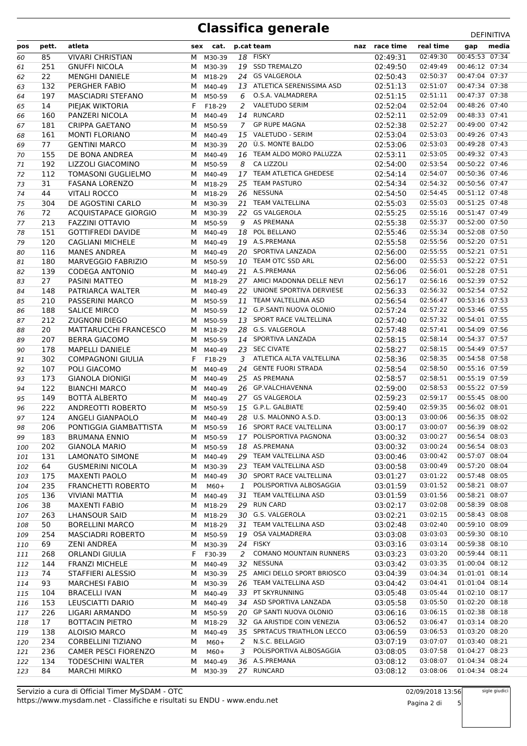# Classifica generale

DEFINITIVA

| pos | pett. | atleta | sex | cat. | p.cat | team | naz | race time | real time | gap | media |
|---|---|---|---|---|---|---|---|---|---|---|---|
| 60 | 85 | VIVARI CHRISTIAN | M | M30-39 | 18 | FISKY | | 02:49:31 | 02:49:30 | 00:45:53 | 07:34 |
| 61 | 251 | GNUFFI NICOLA | M | M30-39 | 19 | SSD TREMALZO | | 02:49:50 | 02:49:49 | 00:46:12 | 07:34 |
| 62 | 22 | MENGHI DANIELE | M | M18-29 | 24 | GS VALGEROLA | | 02:50:43 | 02:50:37 | 00:47:04 | 07:37 |
| 63 | 132 | PERGHER FABIO | M | M40-49 | 13 | ATLETICA SERENISSIMA ASD | | 02:51:13 | 02:51:07 | 00:47:34 | 07:38 |
| 64 | 197 | MASCIADRI STEFANO | M | M50-59 | 6 | O.S.A. VALMADRERA | | 02:51:15 | 02:51:11 | 00:47:37 | 07:38 |
| 65 | 14 | PIEJAK WIKTORIA | F | F18-29 | 2 | VALETUDO SERIM | | 02:52:04 | 02:52:04 | 00:48:26 | 07:40 |
| 66 | 160 | PANZERI NICOLA | M | M40-49 | 14 | RUNCARD | | 02:52:11 | 02:52:09 | 00:48:33 | 07:41 |
| 67 | 181 | CRIPPA GAETANO | M | M50-59 | 7 | GP RUPE MAGNA | | 02:52:38 | 02:52:27 | 00:49:00 | 07:42 |
| 68 | 161 | MONTI FLORIANO | M | M40-49 | 15 | VALETUDO - SERIM | | 02:53:04 | 02:53:03 | 00:49:26 | 07:43 |
| 69 | 77 | GENTINI MARCO | M | M30-39 | 20 | Ù.S. MONTE BALDO | | 02:53:06 | 02:53:03 | 00:49:28 | 07:43 |
| 70 | 155 | DE BONA ANDREA | M | M40-49 | 16 | TEAM ALDO MORO PALUZZA | | 02:53:11 | 02:53:05 | 00:49:32 | 07:43 |
| 71 | 192 | LIZZOLI GIACOMINO | M | M50-59 | 8 | CA LIZZOLI | | 02:54:00 | 02:53:54 | 00:50:22 | 07:46 |
| 72 | 112 | TOMASONI GUGLIELMO | M | M40-49 | 17 | TEAM ATLETICA GHEDESE | | 02:54:14 | 02:54:07 | 00:50:36 | 07:46 |
| 73 | 31 | FASANA LORENZO | M | M18-29 | 25 | TEAM PASTURO | | 02:54:34 | 02:54:32 | 00:50:56 | 07:47 |
| 74 | 44 | VITALI ROCCO | M | M18-29 | 26 | NESSUNA | | 02:54:50 | 02:54:45 | 00:51:12 | 07:48 |
| 75 | 304 | DE AGOSTINI CARLO | M | M30-39 | 21 | TEAM VALTELLINA | | 02:55:03 | 02:55:03 | 00:51:25 | 07:48 |
| 76 | 72 | ACQUISTAPACE GIORGIO | M | M30-39 | 22 | GS VALGEROLA | | 02:55:25 | 02:55:16 | 00:51:47 | 07:49 |
| 77 | 213 | FAZZINI OTTAVIO | M | M50-59 | 9 | AS PREMANA | | 02:55:38 | 02:55:37 | 00:52:00 | 07:50 |
| 78 | 151 | GOTTIFREDI DAVIDE | M | M40-49 | 18 | POL BELLANO | | 02:55:46 | 02:55:34 | 00:52:08 | 07:50 |
| 79 | 120 | CAGLIANI MICHELE | M | M40-49 | 19 | A.S.PREMANA | | 02:55:58 | 02:55:56 | 00:52:20 | 07:51 |
| 80 | 116 | MANES ANDREA | M | M40-49 | 20 | SPORTIVA LANZADA | | 02:56:00 | 02:55:55 | 00:52:21 | 07:51 |
| 81 | 180 | MARVEGGIO FABRIZIO | M | M50-59 | 10 | TEAM OTC SSD ARL | | 02:56:00 | 02:55:53 | 00:52:22 | 07:51 |
| 82 | 139 | CODEGA ANTONIO | M | M40-49 | 21 | A.S.PREMANA | | 02:56:06 | 02:56:01 | 00:52:28 | 07:51 |
| 83 | 27 | PASINI MATTEO | M | M18-29 | 27 | AMICI MADONNA DELLE NEVI | | 02:56:17 | 02:56:16 | 00:52:39 | 07:52 |
| 84 | 148 | PATRIARCA WALTER | M | M40-49 | 22 | UNIONE SPORTIVA DERVIESE | | 02:56:33 | 02:56:32 | 00:52:54 | 07:52 |
| 85 | 210 | PASSERINI MARCO | M | M50-59 | 11 | TEAM VALTELLINA ASD | | 02:56:54 | 02:56:47 | 00:53:16 | 07:53 |
| 86 | 188 | SALICE MIRCO | M | M50-59 | 12 | G.P.SANTI NUOVA OLONIO | | 02:57:24 | 02:57:22 | 00:53:46 | 07:55 |
| 87 | 212 | ZUGNONI DIEGO | M | M50-59 | 13 | SPORT RACE VALTELLINA | | 02:57:40 | 02:57:32 | 00:54:01 | 07:55 |
| 88 | 20 | MATTARUCCHI FRANCESCO | M | M18-29 | 28 | G.S. VALGEROLA | | 02:57:48 | 02:57:41 | 00:54:09 | 07:56 |
| 89 | 207 | BERRA GIACOMO | M | M50-59 | 14 | SPORTIVA LANZADA | | 02:58:15 | 02:58:14 | 00:54:37 | 07:57 |
| 90 | 178 | MAPELLI DANIELE | M | M40-49 | 23 | SEC CIVATE | | 02:58:27 | 02:58:15 | 00:54:49 | 07:57 |
| 91 | 302 | COMPAGNONI GIULIA | F | F18-29 | 3 | ATLETICA ALTA VALTELLINA | | 02:58:36 | 02:58:35 | 00:54:58 | 07:58 |
| 92 | 107 | POLI GIACOMO | M | M40-49 | 24 | GENTE FUORI STRADA | | 02:58:54 | 02:58:50 | 00:55:16 | 07:59 |
| 93 | 173 | GIANOLA DIONIGI | M | M40-49 | 25 | AS PREMANA | | 02:58:57 | 02:58:51 | 00:55:19 | 07:59 |
| 94 | 122 | BIANCHI MARCO | M | M40-49 | 26 | GP.VALCHIAVENNA | | 02:59:00 | 02:58:53 | 00:55:22 | 07:59 |
| 95 | 149 | BOTTÀ ALBERTO | M | M40-49 | 27 | GS VALGEROLA | | 02:59:23 | 02:59:17 | 00:55:45 | 08:00 |
| 96 | 222 | ANDREOTTI ROBERTO | M | M50-59 | 15 | G.P.L. GALBIATE | | 02:59:40 | 02:59:35 | 00:56:02 | 08:01 |
| 97 | 124 | ANGELI GIANPAOLO | M | M40-49 | 28 | U.S. MALONNO A.S.D. | | 03:00:13 | 03:00:06 | 00:56:35 | 08:02 |
| 98 | 206 | PONTIGGIA GIAMBATTISTA | M | M50-59 | 16 | SPORT RACE VALTELLINA | | 03:00:17 | 03:00:07 | 00:56:39 | 08:02 |
| 99 | 183 | BRUMANA ENNIO | M | M50-59 | 17 | POLISPORTIVA PAGNONA | | 03:00:32 | 03:00:27 | 00:56:54 | 08:03 |
| 100 | 202 | GIANOLA MARIO | M | M50-59 | 18 | AS.PREMANA | | 03:00:32 | 03:00:24 | 00:56:54 | 08:03 |
| 101 | 131 | LAMONATO SIMONE | M | M40-49 | 29 | TEAM VALTELLINA ASD | | 03:00:46 | 03:00:42 | 00:57:07 | 08:04 |
| 102 | 64 | GUSMERINI NICOLA | M | M30-39 | 23 | TEAM VALTELLINA ASD | | 03:00:58 | 03:00:49 | 00:57:20 | 08:04 |
| 103 | 175 | MAXENTI PAOLO | M | M40-49 | 30 | SPORT RACE VALTELLINA | | 03:01:27 | 03:01:22 | 00:57:48 | 08:05 |
| 104 | 235 | FRANCHETTI ROBERTO | M | M60+ | 1 | POLISPORTIVA ALBOSAGGIA | | 03:01:59 | 03:01:52 | 00:58:21 | 08:07 |
| 105 | 136 | VIVIANI MATTIA | M | M40-49 | 31 | TEAM VALTELLINA ASD | | 03:01:59 | 03:01:56 | 00:58:21 | 08:07 |
| 106 | 38 | MAXENTI FABIO | M | M18-29 | 29 | RUN CARD | | 03:02:17 | 03:02:08 | 00:58:39 | 08:08 |
| 107 | 263 | LHANSOUR SAID | M | M18-29 | 30 | G.S. VALGEROLA | | 03:02:21 | 03:02:15 | 00:58:43 | 08:08 |
| 108 | 50 | BORELLINI MARCO | M | M18-29 | 31 | TEAM VALTELLINA ASD | | 03:02:48 | 03:02:40 | 00:59:10 | 08:09 |
| 109 | 254 | MASCIADRI ROBERTO | M | M50-59 | 19 | OSA VALMADRERA | | 03:03:08 | 03:03:03 | 00:59:30 | 08:10 |
| 110 | 69 | ZENI ANDREA | M | M30-39 | 24 | FISKY | | 03:03:16 | 03:03:14 | 00:59:38 | 08:10 |
| 111 | 268 | ORLANDI GIULIA | F | F30-39 | 2 | COMANO MOUNTAIN RUNNERS | | 03:03:23 | 03:03:20 | 00:59:44 | 08:11 |
| 112 | 144 | FRANZI MICHELE | M | M40-49 | 32 | NESSUNA | | 03:03:42 | 03:03:35 | 01:00:04 | 08:12 |
| 113 | 74 | STAFFIERI ALESSIO | M | M30-39 | 25 | AMICI DELLO SPORT BRIOSCO | | 03:04:39 | 03:04:34 | 01:01:01 | 08:14 |
| 114 | 93 | MARCHESI FABIO | M | M30-39 | 26 | TEAM VALTELLINA ASD | | 03:04:42 | 03:04:41 | 01:01:04 | 08:14 |
| 115 | 104 | BRACELLI IVAN | M | M40-49 | 33 | PT SKYRUNNING | | 03:05:48 | 03:05:44 | 01:02:10 | 08:17 |
| 116 | 153 | LEUSCIATTI DARIO | M | M40-49 | 34 | ASD SPORTIVA LANZADA | | 03:05:58 | 03:05:50 | 01:02:20 | 08:18 |
| 117 | 226 | LIGARI ARMANDO | M | M50-59 | 20 | GP SANTI NUOVA OLONIO | | 03:06:16 | 03:06:15 | 01:02:38 | 08:18 |
| 118 | 17 | BOTTACIN PIETRO | M | M18-29 | 32 | GA ARISTIDE COIN VENEZIA | | 03:06:52 | 03:06:47 | 01:03:14 | 08:20 |
| 119 | 138 | ALOISIO MARCO | M | M40-49 | 35 | SPRTACUS TRIATHLON LECCO | | 03:06:59 | 03:06:53 | 01:03:20 | 08:20 |
| 120 | 234 | CORBELLINI TIZIANO | M | M60+ | 2 | N.S.C. BELLAGIO | | 03:07:19 | 03:07:07 | 01:03:40 | 08:21 |
| 121 | 236 | CAMER PESCI FIORENZO | M | M60+ | 3 | POLISPORTIVA ALBOSAGGIA | | 03:08:05 | 03:07:58 | 01:04:27 | 08:23 |
| 122 | 134 | TODESCHINI WALTER | M | M40-49 | 36 | A.S.PREMANA | | 03:08:12 | 03:08:07 | 01:04:34 | 08:24 |
| 123 | 84 | MARCHI MIRKO | M | M30-39 | 27 | RUNCARD | | 03:08:12 | 03:08:06 | 01:04:34 | 08:24 |

Servizio a cura di Official Timer MySDAM - OTC
https://www.mysdam.net - Classifiche e risultati su ENDU - www.endu.net

02/09/2018 13:56

sigle giudici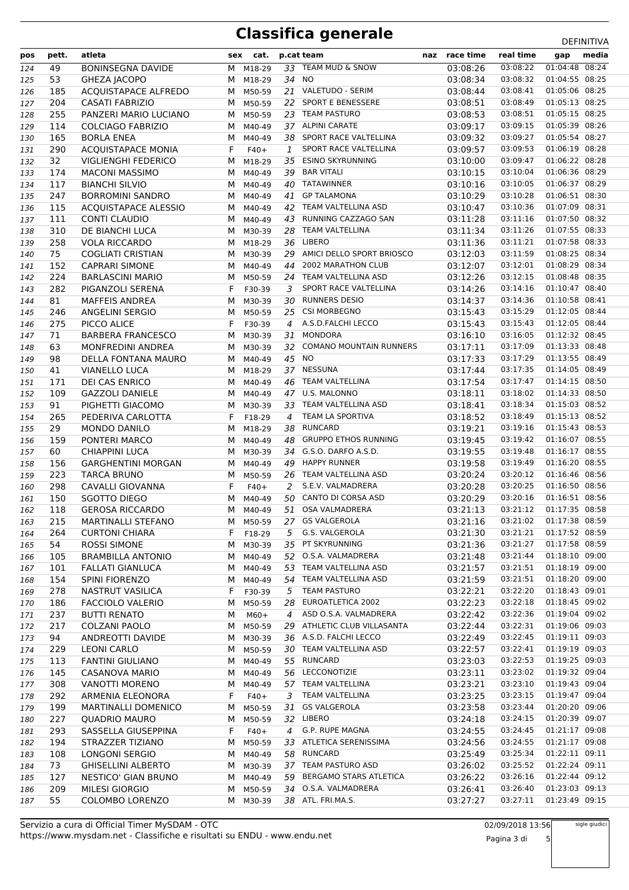# Classifica generale

DEFINITIVA

| pos | pett. | atleta | sex | cat. | p.cat | team | naz | race time | real time | gap | media |
|---|---|---|---|---|---|---|---|---|---|---|---|
| 124 | 49 | BONINSEGNA DAVIDE | M | M18-29 | 33 | TEAM MUD & SNOW | | 03:08:26 | 03:08:22 | 01:04:48 | 08:24 |
| 125 | 53 | GHEZA JACOPO | M | M18-29 | 34 | NO | | 03:08:34 | 03:08:32 | 01:04:55 | 08:25 |
| 126 | 185 | ACQUISTAPACE ALFREDO | M | M50-59 | 21 | VALETUDO - SERIM | | 03:08:44 | 03:08:41 | 01:05:06 | 08:25 |
| 127 | 204 | CASATI FABRIZIO | M | M50-59 | 22 | SPORT E BENESSERE | | 03:08:51 | 03:08:49 | 01:05:13 | 08:25 |
| 128 | 255 | PANZERI MARIO LUCIANO | M | M50-59 | 23 | TEAM PASTURO | | 03:08:53 | 03:08:51 | 01:05:15 | 08:25 |
| 129 | 114 | COLCIAGO FABRIZIO | M | M40-49 | 37 | ALPINI CARATE | | 03:09:17 | 03:09:15 | 01:05:39 | 08:26 |
| 130 | 165 | BORLA ENEA | M | M40-49 | 38 | SPORT RACE VALTELLINA | | 03:09:32 | 03:09:27 | 01:05:54 | 08:27 |
| 131 | 290 | ACQUISTAPACE MONIA | F | F40+ | 1 | SPORT RACE VALTELLINA | | 03:09:57 | 03:09:53 | 01:06:19 | 08:28 |
| 132 | 32 | VIGLIENGHI FEDERICO | M | M18-29 | 35 | ESINO SKYRUNNING | | 03:10:00 | 03:09:47 | 01:06:22 | 08:28 |
| 133 | 174 | MACONI MASSIMO | M | M40-49 | 39 | BAR VITALI | | 03:10:15 | 03:10:04 | 01:06:36 | 08:29 |
| 134 | 117 | BIANCHI SILVIO | M | M40-49 | 40 | TATAWINNER | | 03:10:16 | 03:10:05 | 01:06:37 | 08:29 |
| 135 | 247 | BORROMINI SANDRO | M | M40-49 | 41 | GP TALAMONA | | 03:10:29 | 03:10:28 | 01:06:51 | 08:30 |
| 136 | 115 | ACQUISTAPACE ALESSIO | M | M40-49 | 42 | TEAM VALTELLINA ASD | | 03:10:47 | 03:10:36 | 01:07:09 | 08:31 |
| 137 | 111 | CONTI CLAUDIO | M | M40-49 | 43 | RUNNING CAZZAGO SAN | | 03:11:28 | 03:11:16 | 01:07:50 | 08:32 |
| 138 | 310 | DE BIANCHI LUCA | M | M30-39 | 28 | TEAM VALTELLINA | | 03:11:34 | 03:11:26 | 01:07:55 | 08:33 |
| 139 | 258 | VOLA RICCARDO | M | M18-29 | 36 | LIBERO | | 03:11:36 | 03:11:21 | 01:07:58 | 08:33 |
| 140 | 75 | COGLIATI CRISTIAN | M | M30-39 | 29 | AMICI DELLO SPORT BRIOSCO | | 03:12:03 | 03:11:59 | 01:08:25 | 08:34 |
| 141 | 152 | CAPRARI SIMONE | M | M40-49 | 44 | 2002 MARATHON CLUB | | 03:12:07 | 03:12:01 | 01:08:29 | 08:34 |
| 142 | 224 | BARLASCINI MARIO | M | M50-59 | 24 | TEAM VALTELLINA ASD | | 03:12:26 | 03:12:15 | 01:08:48 | 08:35 |
| 143 | 282 | PIGANZOLI SERENA | F | F30-39 | 3 | SPORT RACE VALTELLINA | | 03:14:26 | 03:14:16 | 01:10:47 | 08:40 |
| 144 | 81 | MAFFEIS ANDREA | M | M30-39 | 30 | RUNNERS DESIO | | 03:14:37 | 03:14:36 | 01:10:58 | 08:41 |
| 145 | 246 | ANGELINI SERGIO | M | M50-59 | 25 | CSI MORBEGNO | | 03:15:43 | 03:15:29 | 01:12:05 | 08:44 |
| 146 | 275 | PICCO ALICE | F | F30-39 | 4 | A.S.D.FALCHI LECCO | | 03:15:43 | 03:15:43 | 01:12:05 | 08:44 |
| 147 | 71 | BARBERA FRANCESCO | M | M30-39 | 31 | MONDORA | | 03:16:10 | 03:16:05 | 01:12:32 | 08:45 |
| 148 | 63 | MONFREDINI ANDREA | M | M30-39 | 32 | COMANO MOUNTAIN RUNNERS | | 03:17:11 | 03:17:09 | 01:13:33 | 08:48 |
| 149 | 98 | DELLA FONTANA MAURO | M | M40-49 | 45 | NO | | 03:17:33 | 03:17:29 | 01:13:55 | 08:49 |
| 150 | 41 | VIANELLO LUCA | M | M18-29 | 37 | NESSUNA | | 03:17:44 | 03:17:35 | 01:14:05 | 08:49 |
| 151 | 171 | DEI CAS ENRICO | M | M40-49 | 46 | TEAM VALTELLINA | | 03:17:54 | 03:17:47 | 01:14:15 | 08:50 |
| 152 | 109 | GAZZOLI DANIELE | M | M40-49 | 47 | U.S. MALONNO | | 03:18:11 | 03:18:02 | 01:14:33 | 08:50 |
| 153 | 91 | PIGHETTI GIACOMO | M | M30-39 | 33 | TEAM VALTELLINA ASD | | 03:18:41 | 03:18:34 | 01:15:03 | 08:52 |
| 154 | 265 | PEDERIVA CARLOTTA | F | F18-29 | 4 | TEAM LA SPORTIVA | | 03:18:52 | 03:18:49 | 01:15:13 | 08:52 |
| 155 | 29 | MONDO DANILO | M | M18-29 | 38 | RUNCARD | | 03:19:21 | 03:19:16 | 01:15:43 | 08:53 |
| 156 | 159 | PONTERI MARCO | M | M40-49 | 48 | GRUPPO ETHOS RUNNING | | 03:19:45 | 03:19:42 | 01:16:07 | 08:55 |
| 157 | 60 | CHIAPPINI LUCA | M | M30-39 | 34 | G.S.O. DARFO A.S.D. | | 03:19:55 | 03:19:48 | 01:16:17 | 08:55 |
| 158 | 156 | GARGHENTINI MORGAN | M | M40-49 | 49 | HAPPY RUNNER | | 03:19:58 | 03:19:49 | 01:16:20 | 08:55 |
| 159 | 223 | TARCA BRUNO | M | M50-59 | 26 | TEAM VALTELLINA ASD | | 03:20:24 | 03:20:12 | 01:16:46 | 08:56 |
| 160 | 298 | CAVALLI GIOVANNA | F | F40+ | 2 | S.E.V. VALMADRERA | | 03:20:28 | 03:20:25 | 01:16:50 | 08:56 |
| 161 | 150 | SGOTTO DIEGO | M | M40-49 | 50 | CANTO DI CORSA ASD | | 03:20:29 | 03:20:16 | 01:16:51 | 08:56 |
| 162 | 118 | GEROSA RICCARDO | M | M40-49 | 51 | OSA VALMADRERA | | 03:21:13 | 03:21:12 | 01:17:35 | 08:58 |
| 163 | 215 | MARTINALLI STEFANO | M | M50-59 | 27 | GS VALGEROLA | | 03:21:16 | 03:21:02 | 01:17:38 | 08:59 |
| 164 | 264 | CURTONI CHIARA | F | F18-29 | 5 | G.S. VALGEROLA | | 03:21:30 | 03:21:21 | 01:17:52 | 08:59 |
| 165 | 54 | ROSSI SIMONE | M | M30-39 | 35 | PT SKYRUNNING | | 03:21:36 | 03:21:27 | 01:17:58 | 08:59 |
| 166 | 105 | BRAMBILLA ANTONIO | M | M40-49 | 52 | O.S.A. VALMADRERA | | 03:21:48 | 03:21:44 | 01:18:10 | 09:00 |
| 167 | 101 | FALLATI GIANLUCA | M | M40-49 | 53 | TEAM VALTELLINA ASD | | 03:21:57 | 03:21:51 | 01:18:19 | 09:00 |
| 168 | 154 | SPINI FIORENZO | M | M40-49 | 54 | TEAM VALTELLINA ASD | | 03:21:59 | 03:21:51 | 01:18:20 | 09:00 |
| 169 | 278 | NASTRUT VASILICA | F | F30-39 | 5 | TEAM PASTURO | | 03:22:21 | 03:22:20 | 01:18:43 | 09:01 |
| 170 | 186 | FACCIOLO VALERIO | M | M50-59 | 28 | EUROATLETICA 2002 | | 03:22:23 | 03:22:18 | 01:18:45 | 09:02 |
| 171 | 237 | BUTTI RENATO | M | M60+ | 4 | ASD O.S.A. VALMADRERA | | 03:22:42 | 03:22:36 | 01:19:04 | 09:02 |
| 172 | 217 | COLZANI PAOLO | M | M50-59 | 29 | ATHLETIC CLUB VILLASANTA | | 03:22:44 | 03:22:31 | 01:19:06 | 09:03 |
| 173 | 94 | ANDREOTTI DAVIDE | M | M30-39 | 36 | A.S.D. FALCHI LECCO | | 03:22:49 | 03:22:45 | 01:19:11 | 09:03 |
| 174 | 229 | LEONI CARLO | M | M50-59 | 30 | TEAM VALTELLINA ASD | | 03:22:57 | 03:22:41 | 01:19:19 | 09:03 |
| 175 | 113 | FANTINI GIULIANO | M | M40-49 | 55 | RUNCARD | | 03:23:03 | 03:22:53 | 01:19:25 | 09:03 |
| 176 | 145 | CASANOVA MARIO | M | M40-49 | 56 | LECCONOTIZIE | | 03:23:11 | 03:23:02 | 01:19:32 | 09:04 |
| 177 | 308 | VANOTTI MORENO | M | M40-49 | 57 | TEAM VALTELLINA | | 03:23:21 | 03:23:10 | 01:19:43 | 09:04 |
| 178 | 292 | ARMENIA ELEONORA | F | F40+ | 3 | TEAM VALTELLINA | | 03:23:25 | 03:23:15 | 01:19:47 | 09:04 |
| 179 | 199 | MARTINALLI DOMENICO | M | M50-59 | 31 | GS VALGEROLA | | 03:23:58 | 03:23:44 | 01:20:20 | 09:06 |
| 180 | 227 | QUADRIO MAURO | M | M50-59 | 32 | LIBERO | | 03:24:18 | 03:24:15 | 01:20:39 | 09:07 |
| 181 | 293 | SASSELLA GIUSEPPINA | F | F40+ | 4 | G.P. RUPE MAGNA | | 03:24:55 | 03:24:45 | 01:21:17 | 09:08 |
| 182 | 194 | STRAZZER TIZIANO | M | M50-59 | 33 | ATLETICA SERENISSIMA | | 03:24:56 | 03:24:55 | 01:21:17 | 09:08 |
| 183 | 108 | LONGONI SERGIO | M | M40-49 | 58 | RUNCARD | | 03:25:49 | 03:25:34 | 01:22:11 | 09:11 |
| 184 | 73 | GHISELLINI ALBERTO | M | M30-39 | 37 | TEAM PASTURO ASD | | 03:26:02 | 03:25:52 | 01:22:24 | 09:11 |
| 185 | 127 | NESTICO' GIAN BRUNO | M | M40-49 | 59 | BERGAMO STARS ATLETICA | | 03:26:22 | 03:26:16 | 01:22:44 | 09:12 |
| 186 | 209 | MILESI GIORGIO | M | M50-59 | 34 | O.S.A. VALMADRERA | | 03:26:41 | 03:26:40 | 01:23:03 | 09:13 |
| 187 | 55 | COLOMBO LORENZO | M | M30-39 | 38 | ATL. FRI.MA.S. | | 03:27:27 | 03:27:11 | 01:23:49 | 09:15 |

Servizio a cura di Official Timer MySDAM - OTC
https://www.mysdam.net - Classifiche e risultati su ENDU - www.endu.net

02/09/2018 13:56

sigle giudici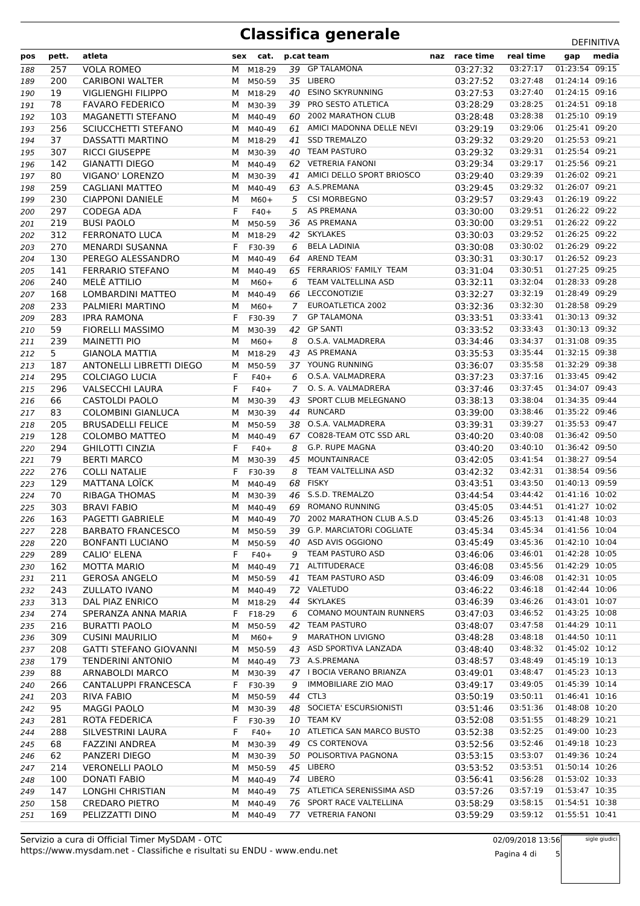# Classifica generale

DEFINITIVA

| pos | pett. | atleta | sex | cat. | p.cat | team | naz | race time | real time | gap | media |
|---|---|---|---|---|---|---|---|---|---|---|---|
| 188 | 257 | VOLA ROMEO | M | M18-29 | 39 | GP TALAMONA | | 03:27:32 | 03:27:17 | 01:23:54 | 09:15 |
| 189 | 200 | CARIBONI WALTER | M | M50-59 | 35 | LIBERO | | 03:27:52 | 03:27:48 | 01:24:14 | 09:16 |
| 190 | 19 | VIGLIENGHI FILIPPO | M | M18-29 | 40 | ESINO SKYRUNNING | | 03:27:53 | 03:27:40 | 01:24:15 | 09:16 |
| 191 | 78 | FAVARO FEDERICO | M | M30-39 | 39 | PRO SESTO ATLETICA | | 03:28:29 | 03:28:25 | 01:24:51 | 09:18 |
| 192 | 103 | MAGANETTI STEFANO | M | M40-49 | 60 | 2002 MARATHON CLUB | | 03:28:48 | 03:28:38 | 01:25:10 | 09:19 |
| 193 | 256 | SCIUCCHETTI STEFANO | M | M40-49 | 61 | AMICI MADONNA DELLE NEVI | | 03:29:19 | 03:29:06 | 01:25:41 | 09:20 |
| 194 | 37 | DASSATTI MARTINO | M | M18-29 | 41 | SSD TREMALZO | | 03:29:32 | 03:29:20 | 01:25:53 | 09:21 |
| 195 | 307 | RICCI GIUSEPPE | M | M30-39 | 40 | TEAM PASTURO | | 03:29:32 | 03:29:31 | 01:25:54 | 09:21 |
| 196 | 142 | GIANATTI DIEGO | M | M40-49 | 62 | VETRERIA FANONI | | 03:29:34 | 03:29:17 | 01:25:56 | 09:21 |
| 197 | 80 | VIGANO' LORENZO | M | M30-39 | 41 | AMICI DELLO SPORT BRIOSCO | | 03:29:40 | 03:29:39 | 01:26:02 | 09:21 |
| 198 | 259 | CAGLIANI MATTEO | M | M40-49 | 63 | A.S.PREMANA | | 03:29:45 | 03:29:32 | 01:26:07 | 09:21 |
| 199 | 230 | CIAPPONI DANIELE | M | M60+ | 5 | CSI MORBEGNO | | 03:29:57 | 03:29:43 | 01:26:19 | 09:22 |
| 200 | 297 | CODEGA ADA | F | F40+ | 5 | AS PREMANA | | 03:30:00 | 03:29:51 | 01:26:22 | 09:22 |
| 201 | 219 | BUSI PAOLO | M | M50-59 | 36 | AS PREMANA | | 03:30:00 | 03:29:51 | 01:26:22 | 09:22 |
| 202 | 312 | FERRONATO LUCA | M | M18-29 | 42 | SKYLAKES | | 03:30:03 | 03:29:52 | 01:26:25 | 09:22 |
| 203 | 270 | MENARDI SUSANNA | F | F30-39 | 6 | BELA LADINIA | | 03:30:08 | 03:30:02 | 01:26:29 | 09:22 |
| 204 | 130 | PEREGO ALESSANDRO | M | M40-49 | 64 | AREND TEAM | | 03:30:31 | 03:30:17 | 01:26:52 | 09:23 |
| 205 | 141 | FERRARIO STEFANO | M | M40-49 | 65 | FERRARIOS' FAMILY TEAM | | 03:31:04 | 03:30:51 | 01:27:25 | 09:25 |
| 206 | 240 | MELÈ ATTILIO | M | M60+ | 6 | TEAM VALTELLINA ASD | | 03:32:11 | 03:32:04 | 01:28:33 | 09:28 |
| 207 | 168 | LOMBARDINI MATTEO | M | M40-49 | 66 | LECCONOTIZIE | | 03:32:27 | 03:32:19 | 01:28:49 | 09:29 |
| 208 | 233 | PALMIERI MARTINO | M | M60+ | 7 | EUROATLETICA 2002 | | 03:32:36 | 03:32:30 | 01:28:58 | 09:29 |
| 209 | 283 | IPRA RAMONA | F | F30-39 | 7 | GP TALAMONA | | 03:33:51 | 03:33:41 | 01:30:13 | 09:32 |
| 210 | 59 | FIORELLI MASSIMO | M | M30-39 | 42 | GP SANTI | | 03:33:52 | 03:33:43 | 01:30:13 | 09:32 |
| 211 | 239 | MAINETTI PIO | M | M60+ | 8 | O.S.A. VALMADRERA | | 03:34:46 | 03:34:37 | 01:31:08 | 09:35 |
| 212 | 5 | GIANOLA MATTIA | M | M18-29 | 43 | AS PREMANA | | 03:35:53 | 03:35:44 | 01:32:15 | 09:38 |
| 213 | 187 | ANTONELLI LIBRETTI DIEGO | M | M50-59 | 37 | YOUNG RUNNING | | 03:36:07 | 03:35:58 | 01:32:29 | 09:38 |
| 214 | 295 | COLCIAGO LUCIA | F | F40+ | 6 | O.S.A. VALMADRERA | | 03:37:23 | 03:37:16 | 01:33:45 | 09:42 |
| 215 | 296 | VALSECCHI LAURA | F | F40+ | 7 | O. S. A. VALMADRERA | | 03:37:46 | 03:37:45 | 01:34:07 | 09:43 |
| 216 | 66 | CASTOLDI PAOLO | M | M30-39 | 43 | SPORT CLUB MELEGNANO | | 03:38:13 | 03:38:04 | 01:34:35 | 09:44 |
| 217 | 83 | COLOMBINI GIANLUCA | M | M30-39 | 44 | RUNCARD | | 03:39:00 | 03:38:46 | 01:35:22 | 09:46 |
| 218 | 205 | BRUSADELLI FELICE | M | M50-59 | 38 | O.S.A. VALMADRERA | | 03:39:31 | 03:39:27 | 01:35:53 | 09:47 |
| 219 | 128 | COLOMBO MATTEO | M | M40-49 | 67 | CO828-TEAM OTC SSD ARL | | 03:40:20 | 03:40:08 | 01:36:42 | 09:50 |
| 220 | 294 | GHILOTTI CINZIA | F | F40+ | 8 | G.P. RUPE MAGNA | | 03:40:20 | 03:40:10 | 01:36:42 | 09:50 |
| 221 | 79 | BERTI MARCO | M | M30-39 | 45 | MOUNTAINRACE | | 03:42:05 | 03:41:54 | 01:38:27 | 09:54 |
| 222 | 276 | COLLI NATALIE | F | F30-39 | 8 | TEAM VALTELLINA ASD | | 03:42:32 | 03:42:31 | 01:38:54 | 09:56 |
| 223 | 129 | MATTANA LOÏCK | M | M40-49 | 68 | FISKY | | 03:43:51 | 03:43:50 | 01:40:13 | 09:59 |
| 224 | 70 | RIBAGA THOMAS | M | M30-39 | 46 | S.S.D. TREMALZO | | 03:44:54 | 03:44:42 | 01:41:16 | 10:02 |
| 225 | 303 | BRAVI FABIO | M | M40-49 | 69 | ROMANO RUNNING | | 03:45:05 | 03:44:51 | 01:41:27 | 10:02 |
| 226 | 163 | PAGETTI GABRIELE | M | M40-49 | 70 | 2002 MARATHON CLUB A.S.D | | 03:45:26 | 03:45:13 | 01:41:48 | 10:03 |
| 227 | 228 | BARBATO FRANCESCO | M | M50-59 | 39 | G.P. MARCIATORI COGLIATE | | 03:45:34 | 03:45:34 | 01:41:56 | 10:04 |
| 228 | 220 | BONFANTI LUCIANO | M | M50-59 | 40 | ASD AVIS OGGIONO | | 03:45:49 | 03:45:36 | 01:42:10 | 10:04 |
| 229 | 289 | CALIO' ELENA | F | F40+ | 9 | TEAM PASTURO ASD | | 03:46:06 | 03:46:01 | 01:42:28 | 10:05 |
| 230 | 162 | MOTTA MARIO | M | M40-49 | 71 | ALTITUDERACE | | 03:46:08 | 03:45:56 | 01:42:29 | 10:05 |
| 231 | 211 | GEROSA ANGELO | M | M50-59 | 41 | TEAM PASTURO ASD | | 03:46:09 | 03:46:08 | 01:42:31 | 10:05 |
| 232 | 243 | ZULLATO IVANO | M | M40-49 | 72 | VALETUDO | | 03:46:22 | 03:46:18 | 01:42:44 | 10:06 |
| 233 | 313 | DAL PIAZ ENRICO | M | M18-29 | 44 | SKYLAKES | | 03:46:39 | 03:46:26 | 01:43:01 | 10:07 |
| 234 | 274 | SPERANZA ANNA MARIA | F | F18-29 | 6 | COMANO MOUNTAIN RUNNERS | | 03:47:03 | 03:46:52 | 01:43:25 | 10:08 |
| 235 | 216 | BURATTI PAOLO | M | M50-59 | 42 | TEAM PASTURO | | 03:48:07 | 03:47:58 | 01:44:29 | 10:11 |
| 236 | 309 | CUSINI MAURILIO | M | M60+ | 9 | MARATHON LIVIGNO | | 03:48:28 | 03:48:18 | 01:44:50 | 10:11 |
| 237 | 208 | GATTI STEFANO GIOVANNI | M | M50-59 | 43 | ASD SPORTIVA LANZADA | | 03:48:40 | 03:48:32 | 01:45:02 | 10:12 |
| 238 | 179 | TENDERINI ANTONIO | M | M40-49 | 73 | A.S.PREMANA | | 03:48:57 | 03:48:49 | 01:45:19 | 10:13 |
| 239 | 88 | ARNABOLDI MARCO | M | M30-39 | 47 | I BOCIA VERANO BRIANZA | | 03:49:01 | 03:48:47 | 01:45:23 | 10:13 |
| 240 | 266 | CANTALUPPI FRANCESCA | F | F30-39 | 9 | IMMOBILIARE ZIO MAO | | 03:49:17 | 03:49:05 | 01:45:39 | 10:14 |
| 241 | 203 | RIVA FABIO | M | M50-59 | 44 | CTL3 | | 03:50:19 | 03:50:11 | 01:46:41 | 10:16 |
| 242 | 95 | MAGGI PAOLO | M | M30-39 | 48 | SOCIETA' ESCURSIONISTI | | 03:51:46 | 03:51:36 | 01:48:08 | 10:20 |
| 243 | 281 | ROTA FEDERICA | F | F30-39 | 10 | TEAM KV | | 03:52:08 | 03:51:55 | 01:48:29 | 10:21 |
| 244 | 288 | SILVESTRINI LAURA | F | F40+ | 10 | ATLETICA SAN MARCO BUSTO | | 03:52:38 | 03:52:25 | 01:49:00 | 10:23 |
| 245 | 68 | FAZZINI ANDREA | M | M30-39 | 49 | CS CORTENOVA | | 03:52:56 | 03:52:46 | 01:49:18 | 10:23 |
| 246 | 62 | PANZERI DIEGO | M | M30-39 | 50 | POLISORTIVA PAGNONA | | 03:53:15 | 03:53:07 | 01:49:36 | 10:24 |
| 247 | 214 | VERONELLI PAOLO | M | M50-59 | 45 | LIBERO | | 03:53:52 | 03:53:51 | 01:50:14 | 10:26 |
| 248 | 100 | DONATI FABIO | M | M40-49 | 74 | LIBERO | | 03:56:41 | 03:56:28 | 01:53:02 | 10:33 |
| 249 | 147 | LONGHI CHRISTIAN | M | M40-49 | 75 | ATLETICA SERENISSIMA ASD | | 03:57:26 | 03:57:19 | 01:53:47 | 10:35 |
| 250 | 158 | CREDARO PIETRO | M | M40-49 | 76 | SPORT RACE VALTELLINA | | 03:58:29 | 03:58:15 | 01:54:51 | 10:38 |
| 251 | 169 | PELIZZATTI DINO | M | M40-49 | 77 | VETRERIA FANONI | | 03:59:29 | 03:59:12 | 01:55:51 | 10:41 |

Servizio a cura di Official Timer MySDAM - OTC
https://www.mysdam.net - Classifiche e risultati su ENDU - www.endu.net

02/09/2018 13:56

sigle giudici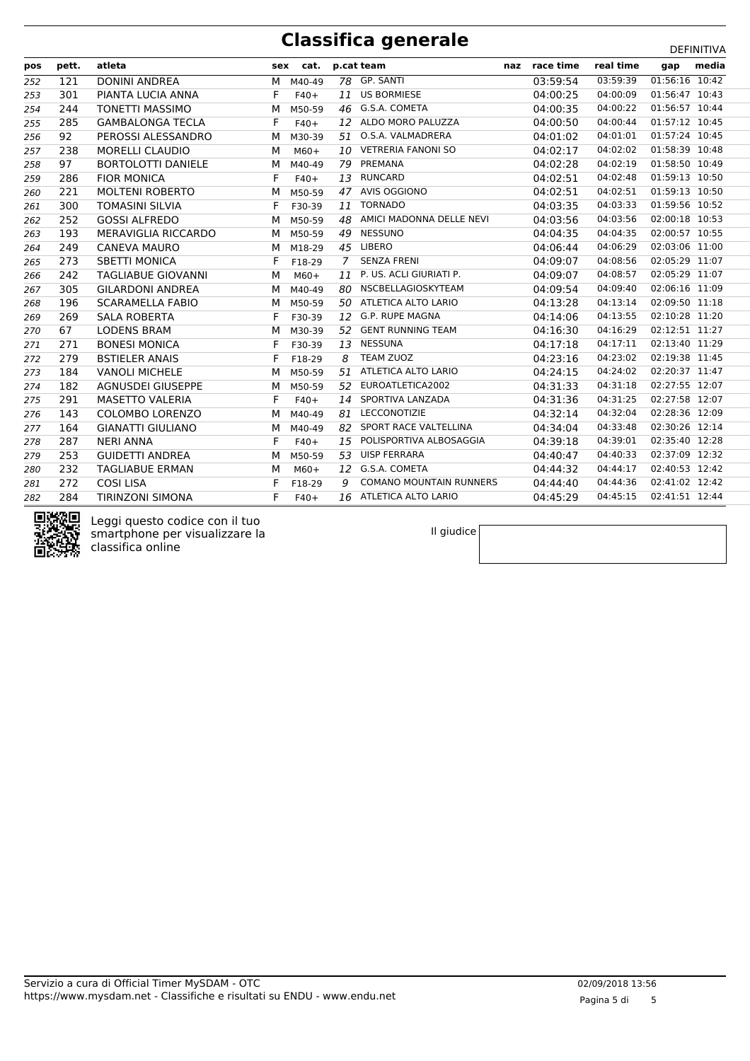# Classifica generale

DEFINITIVA

| pos | pett. | atleta | sex | cat. | p.cat | team | naz | race time | real time | gap | media |
|---|---|---|---|---|---|---|---|---|---|---|---|
| 252 | 121 | DONINI ANDREA | M | M40-49 | 78 | GP. SANTI | | 03:59:54 | 03:59:39 | 01:56:16 | 10:42 |
| 253 | 301 | PIANTA LUCIA ANNA | F | F40+ | 11 | US BORMIESE | | 04:00:25 | 04:00:09 | 01:56:47 | 10:43 |
| 254 | 244 | TONETTI MASSIMO | M | M50-59 | 46 | G.S.A. COMETA | | 04:00:35 | 04:00:22 | 01:56:57 | 10:44 |
| 255 | 285 | GAMBALONGA TECLA | F | F40+ | 12 | ALDO MORO PALUZZA | | 04:00:50 | 04:00:44 | 01:57:12 | 10:45 |
| 256 | 92 | PEROSSI ALESSANDRO | M | M30-39 | 51 | O.S.A. VALMADRERA | | 04:01:02 | 04:01:01 | 01:57:24 | 10:45 |
| 257 | 238 | MORELLI CLAUDIO | M | M60+ | 10 | VETRERIA FANONI SO | | 04:02:17 | 04:02:02 | 01:58:39 | 10:48 |
| 258 | 97 | BORTOLOTTI DANIELE | M | M40-49 | 79 | PREMANA | | 04:02:28 | 04:02:19 | 01:58:50 | 10:49 |
| 259 | 286 | FIOR MONICA | F | F40+ | 13 | RUNCARD | | 04:02:51 | 04:02:48 | 01:59:13 | 10:50 |
| 260 | 221 | MOLTENI ROBERTO | M | M50-59 | 47 | AVIS OGGIONO | | 04:02:51 | 04:02:51 | 01:59:13 | 10:50 |
| 261 | 300 | TOMASINI SILVIA | F | F30-39 | 11 | TORNADO | | 04:03:35 | 04:03:33 | 01:59:56 | 10:52 |
| 262 | 252 | GOSSI ALFREDO | M | M50-59 | 48 | AMICI MADONNA DELLE NEVI | | 04:03:56 | 04:03:56 | 02:00:18 | 10:53 |
| 263 | 193 | MERAVIGLIA RICCARDO | M | M50-59 | 49 | NESSUNO | | 04:04:35 | 04:04:35 | 02:00:57 | 10:55 |
| 264 | 249 | CANEVA MAURO | M | M18-29 | 45 | LIBERO | | 04:06:44 | 04:06:29 | 02:03:06 | 11:00 |
| 265 | 273 | SBETTI MONICA | F | F18-29 | 7 | SENZA FRENI | | 04:09:07 | 04:08:56 | 02:05:29 | 11:07 |
| 266 | 242 | TAGLIABUE GIOVANNI | M | M60+ | 11 | P. US. ACLI GIURIATI P. | | 04:09:07 | 04:08:57 | 02:05:29 | 11:07 |
| 267 | 305 | GILARDONI ANDREA | M | M40-49 | 80 | NSCBELLAGIOSKYTEAM | | 04:09:54 | 04:09:40 | 02:06:16 | 11:09 |
| 268 | 196 | SCARAMELLA FABIO | M | M50-59 | 50 | ATLETICA ALTO LARIO | | 04:13:28 | 04:13:14 | 02:09:50 | 11:18 |
| 269 | 269 | SALA ROBERTA | F | F30-39 | 12 | G.P. RUPE MAGNA | | 04:14:06 | 04:13:55 | 02:10:28 | 11:20 |
| 270 | 67 | LODENS BRAM | M | M30-39 | 52 | GENT RUNNING TEAM | | 04:16:30 | 04:16:29 | 02:12:51 | 11:27 |
| 271 | 271 | BONESI MONICA | F | F30-39 | 13 | NESSUNA | | 04:17:18 | 04:17:11 | 02:13:40 | 11:29 |
| 272 | 279 | BSTIELER ANAIS | F | F18-29 | 8 | TEAM ZUOZ | | 04:23:16 | 04:23:02 | 02:19:38 | 11:45 |
| 273 | 184 | VANOLI MICHELE | M | M50-59 | 51 | ATLETICA ALTO LARIO | | 04:24:15 | 04:24:02 | 02:20:37 | 11:47 |
| 274 | 182 | AGNUSDEI GIUSEPPE | M | M50-59 | 52 | EUROATLETICA2002 | | 04:31:33 | 04:31:18 | 02:27:55 | 12:07 |
| 275 | 291 | MASETTO VALERIA | F | F40+ | 14 | SPORTIVA LANZADA | | 04:31:36 | 04:31:25 | 02:27:58 | 12:07 |
| 276 | 143 | COLOMBO LORENZO | M | M40-49 | 81 | LECCONOTIZIE | | 04:32:14 | 04:32:04 | 02:28:36 | 12:09 |
| 277 | 164 | GIANATTI GIULIANO | M | M40-49 | 82 | SPORT RACE VALTELLINA | | 04:34:04 | 04:33:48 | 02:30:26 | 12:14 |
| 278 | 287 | NERI ANNA | F | F40+ | 15 | POLISPORTIVA ALBOSAGGIA | | 04:39:18 | 04:39:01 | 02:35:40 | 12:28 |
| 279 | 253 | GUIDETTI ANDREA | M | M50-59 | 53 | UISP FERRARA | | 04:40:47 | 04:40:33 | 02:37:09 | 12:32 |
| 280 | 232 | TAGLIABUE ERMAN | M | M60+ | 12 | G.S.A. COMETA | | 04:44:32 | 04:44:17 | 02:40:53 | 12:42 |
| 281 | 272 | COSI LISA | F | F18-29 | 9 | COMANO MOUNTAIN RUNNERS | | 04:44:40 | 04:44:36 | 02:41:02 | 12:42 |
| 282 | 284 | TIRINZONI SIMONA | F | F40+ | 16 | ATLETICA ALTO LARIO | | 04:45:29 | 04:45:15 | 02:41:51 | 12:44 |

Leggi questo codice con il tuo smartphone per visualizzare la classifica online

Il giudice

Servizio a cura di Official Timer MySDAM - OTC
https://www.mysdam.net - Classifiche e risultati su ENDU - www.endu.net

02/09/2018 13:56